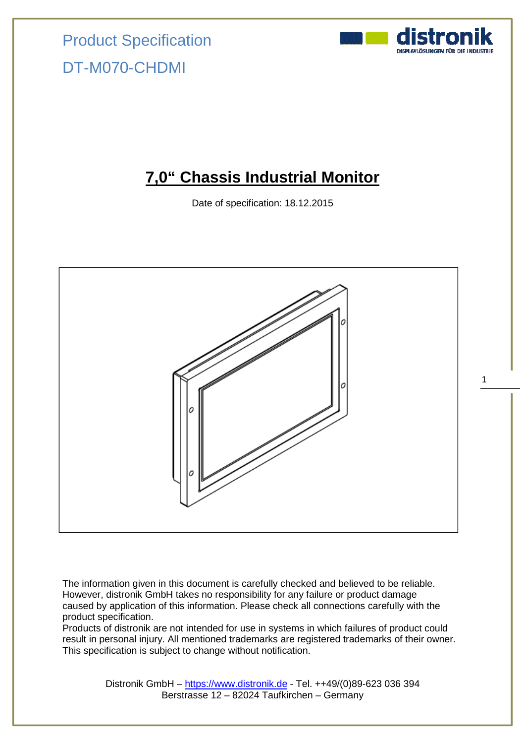Product Specification

DT-M070-CHDMI

# 7,0“ Chassis Industrial Monitor

Date of specification: 18.12.2015

The information given in this document is carefully checked and believed to be reliable. However, distronik GmbH takes no responsibility for any failure or product damage caused by application of this information. Please check all connections carefully with the product specification.
Products of distronik are not intended for use in systems in which failures of product could result in personal injury. All mentioned trademarks are registered trademarks of their owner. This specification is subject to change without notification.

Distronik GmbH – https://www.distronik.de - Tel. ++49/(0)89-623 036 394
Berstrasse 12 – 82024 Taufkirchen – Germany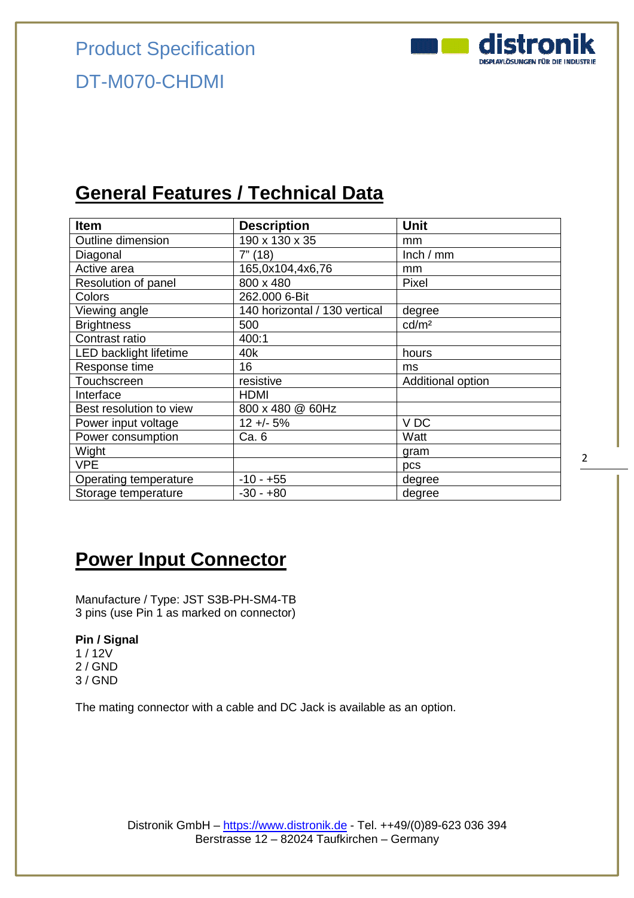Product Specification

DT-M070-CHDMI

## General Features / Technical Data

| Item | Description | Unit |
|---|---|---|
| Outline dimension | 190 x 130 x 35 | mm |
| Diagonal | 7" (18) | Inch / mm |
| Active area | 165,0x104,4x6,76 | mm |
| Resolution of panel | 800 x 480 | Pixel |
| Colors | 262.000 6-Bit | |
| Viewing angle | 140 horizontal / 130 vertical | degree |
| Brightness | 500 | cd/m² |
| Contrast ratio | 400:1 | |
| LED backlight lifetime | 40k | hours |
| Response time | 16 | ms |
| Touchscreen | resistive | Additional option |
| Interface | HDMI | |
| Best resolution to view | 800 x 480 @ 60Hz | |
| Power input voltage | 12 +/- 5% | V DC |
| Power consumption | Ca. 6 | Watt |
| Wight | | gram |
| VPE | | pcs |
| Operating temperature | -10 - +55 | degree |
| Storage temperature | -30 - +80 | degree |

## Power Input Connector

Manufacture / Type: JST S3B-PH-SM4-TB
3 pins (use Pin 1 as marked on connector)

**Pin / Signal**
1 / 12V
2 / GND
3 / GND

The mating connector with a cable and DC Jack is available as an option.

Distronik GmbH – https://www.distronik.de - Tel. ++49/(0)89-623 036 394
Berstrasse 12 – 82024 Taufkirchen – Germany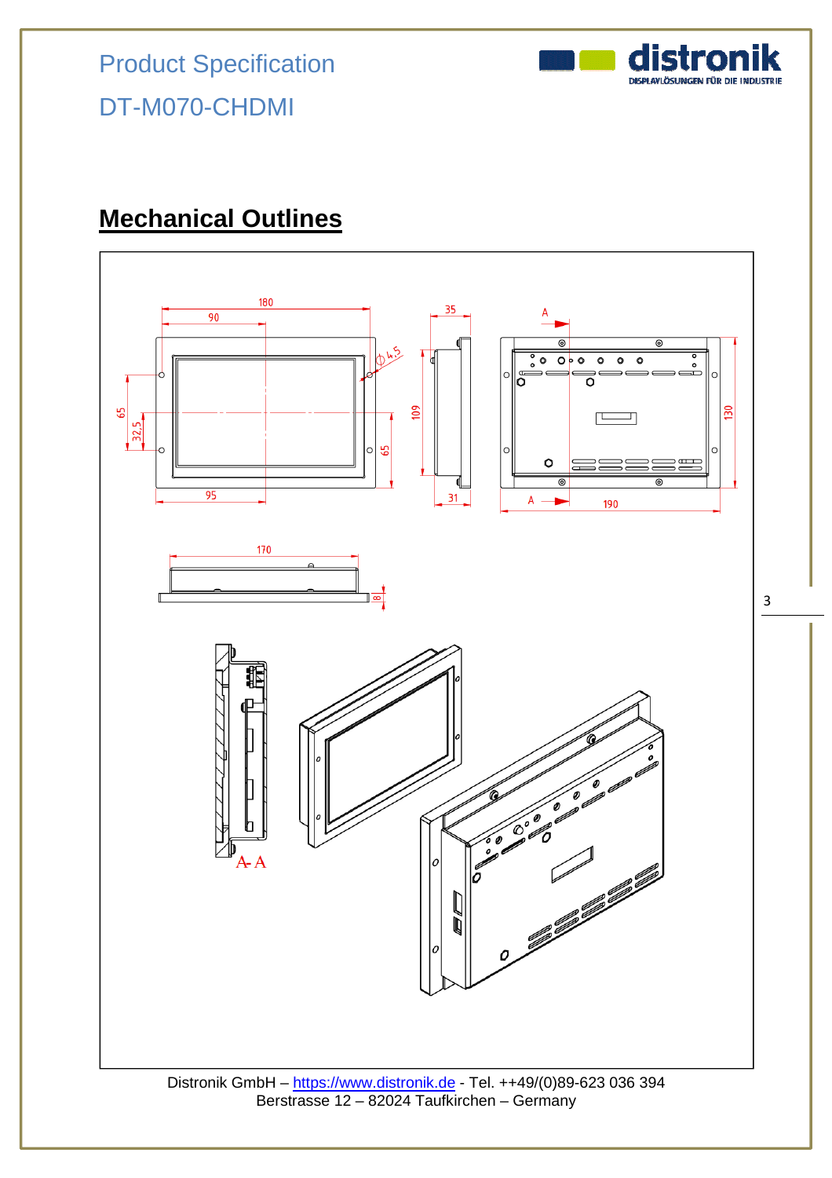# Mechanical Outlines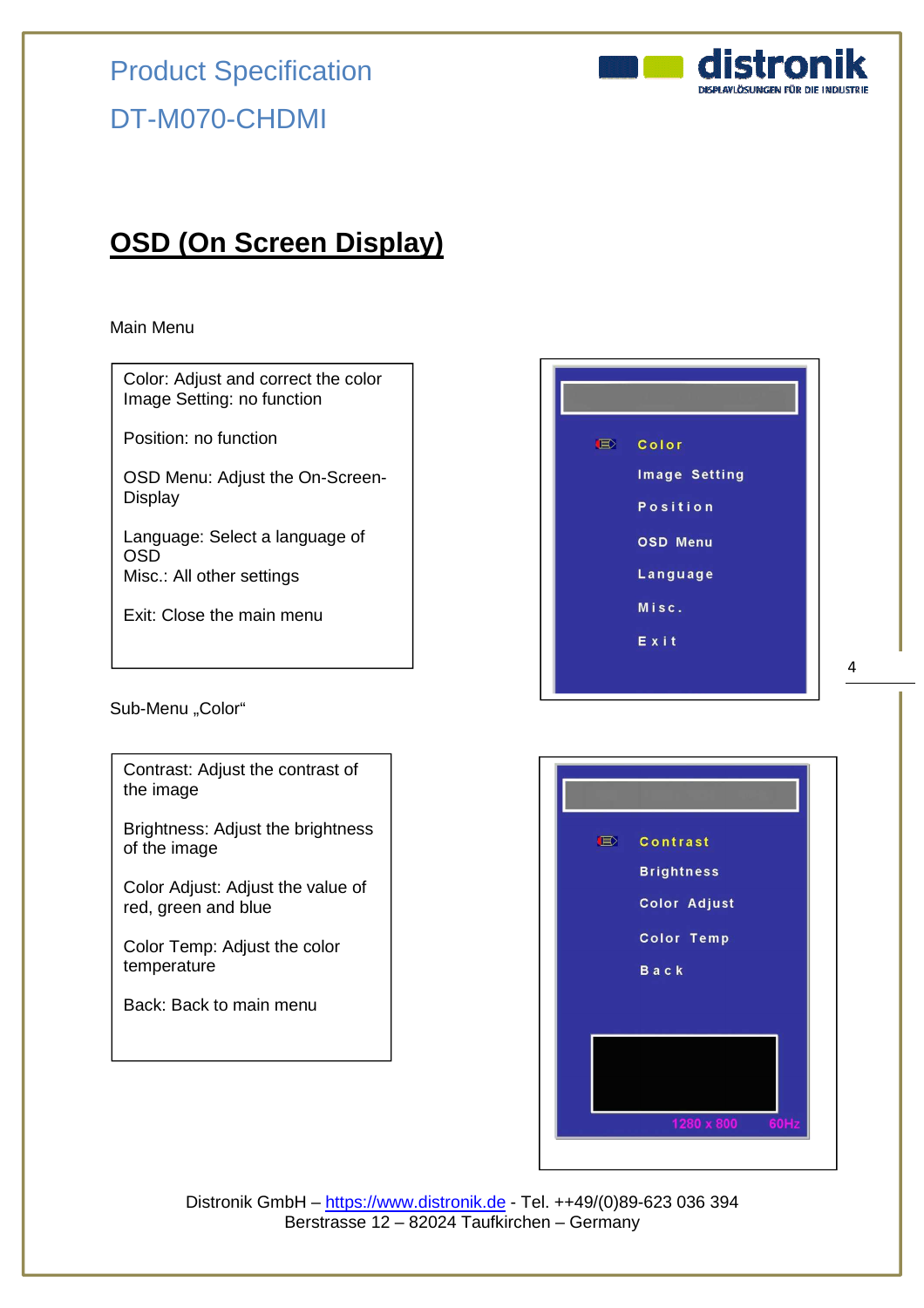# OSD (On Screen Display)

Main Menu

Color: Adjust and correct the color
Image Setting: no function

Position: no function

OSD Menu: Adjust the On-Screen-Display

Language: Select a language of OSD
Misc.: All other settings

Exit: Close the main menu

Color
Image Setting
Position
OSD Menu
Language
Misc.
Exit

Sub-Menu „Color“

Contrast: Adjust the contrast of the image

Brightness: Adjust the brightness of the image

Color Adjust: Adjust the value of red, green and blue

Color Temp: Adjust the color temperature

Back: Back to main menu

Contrast
Brightness
Color Adjust
Color Temp
Back

1280 x 800 60Hz

Distronik GmbH – https://www.distronik.de - Tel. ++49/(0)89-623 036 394
Berstrasse 12 – 82024 Taufkirchen – Germany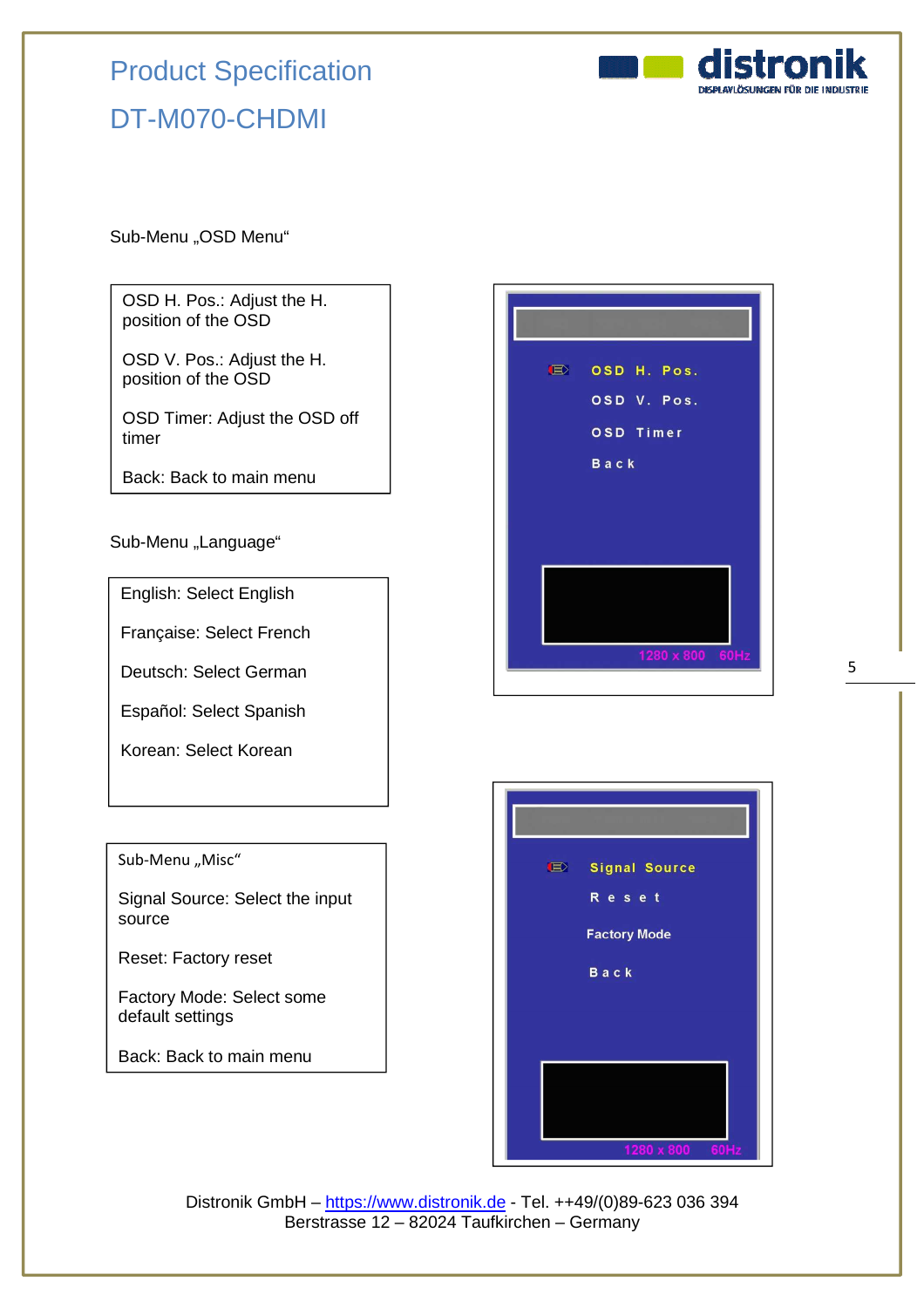Sub-Menu „OSD Menu“

| OSD H. Pos.: Adjust the H. position of the OSD |
|---|
| OSD V. Pos.: Adjust the H. position of the OSD |
| OSD Timer: Adjust the OSD off timer |
| Back: Back to main menu |

Sub-Menu „Language“

| English: Select English |
|---|
| Française: Select French |
| Deutsch: Select German |
| Español: Select Spanish |
| Korean: Select Korean |

| Sub-Menu „Misc“ |
|---|
| Signal Source: Select the input source |
| Reset: Factory reset |
| Factory Mode: Select some default settings |
| Back: Back to main menu |

Distronik GmbH – https://www.distronik.de - Tel. ++49/(0)89-623 036 394
Berstrasse 12 – 82024 Taufkirchen – Germany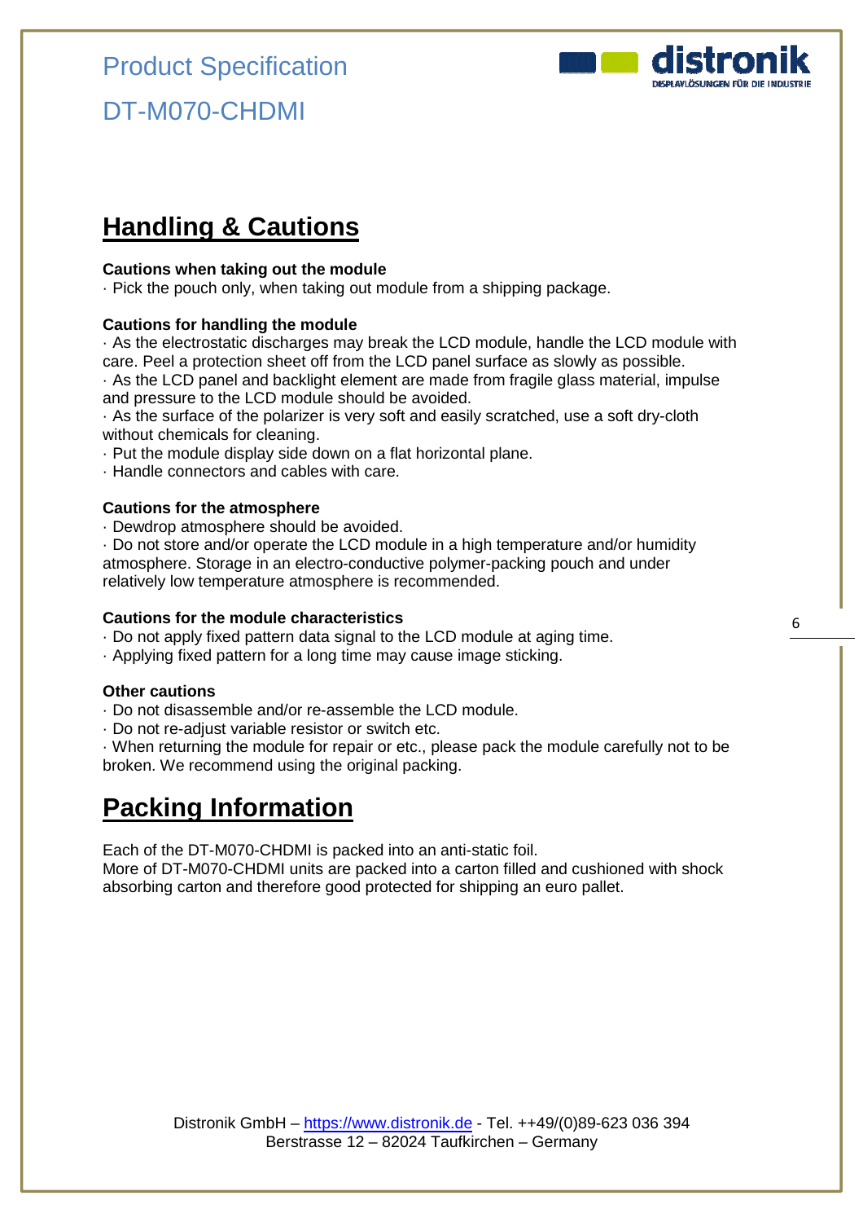## Handling & Cautions

**Cautions when taking out the module**

· Pick the pouch only, when taking out module from a shipping package.

**Cautions for handling the module**

· As the electrostatic discharges may break the LCD module, handle the LCD module with care. Peel a protection sheet off from the LCD panel surface as slowly as possible.
· As the LCD panel and backlight element are made from fragile glass material, impulse and pressure to the LCD module should be avoided.
· As the surface of the polarizer is very soft and easily scratched, use a soft dry-cloth without chemicals for cleaning.
· Put the module display side down on a flat horizontal plane.
· Handle connectors and cables with care.

**Cautions for the atmosphere**

· Dewdrop atmosphere should be avoided.
· Do not store and/or operate the LCD module in a high temperature and/or humidity atmosphere. Storage in an electro-conductive polymer-packing pouch and under relatively low temperature atmosphere is recommended.

**Cautions for the module characteristics**

· Do not apply fixed pattern data signal to the LCD module at aging time.
· Applying fixed pattern for a long time may cause image sticking.

**Other cautions**

· Do not disassemble and/or re-assemble the LCD module.
· Do not re-adjust variable resistor or switch etc.
· When returning the module for repair or etc., please pack the module carefully not to be broken. We recommend using the original packing.

## Packing Information

Each of the DT-M070-CHDMI is packed into an anti-static foil.
More of DT-M070-CHDMI units are packed into a carton filled and cushioned with shock absorbing carton and therefore good protected for shipping an euro pallet.